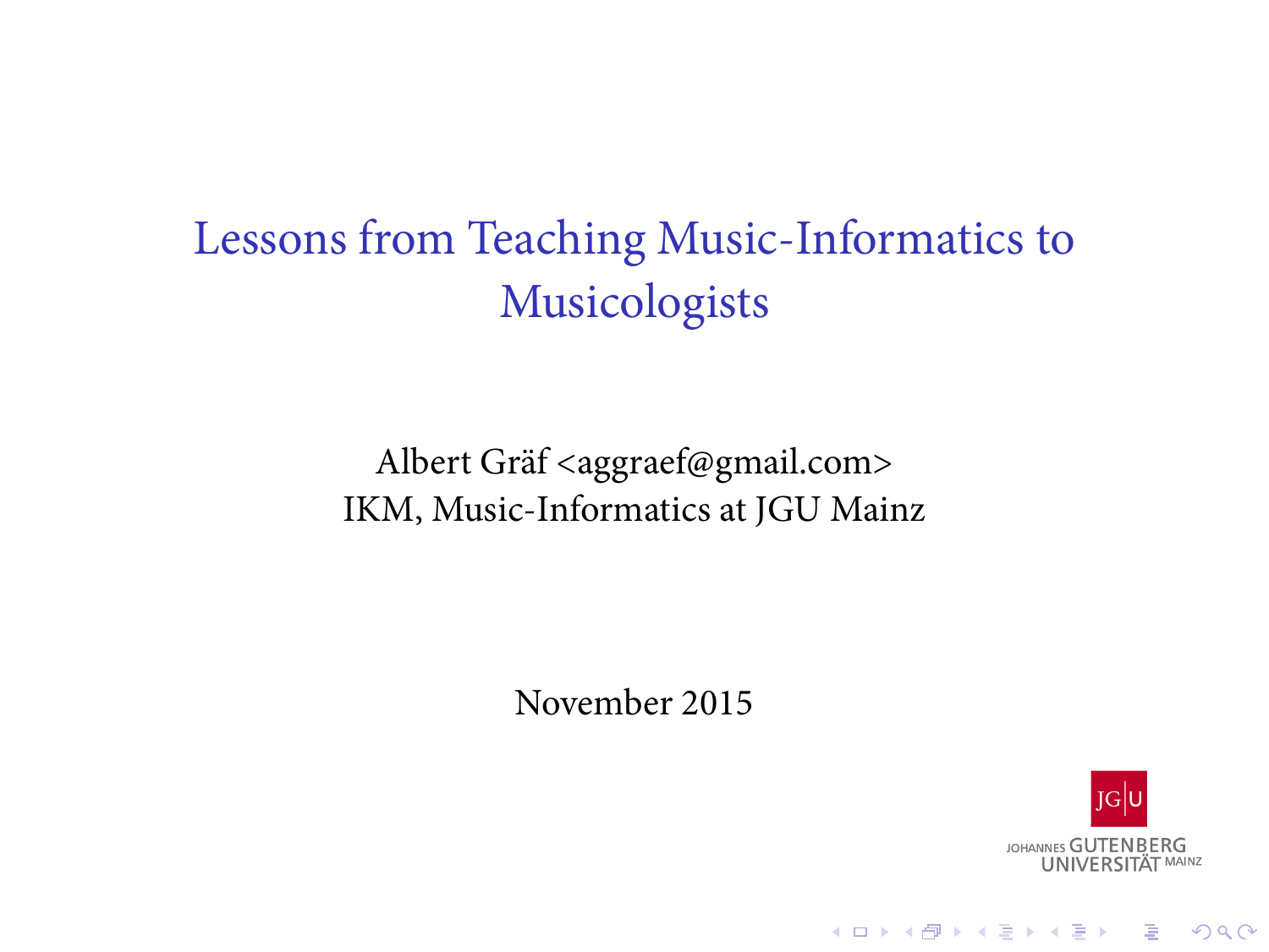# Lessons from Teaching Music-Informatics to Musicologists

Albert Gräf <aggraef@gmail.com>
IKM, Music-Informatics at JGU Mainz

November 2015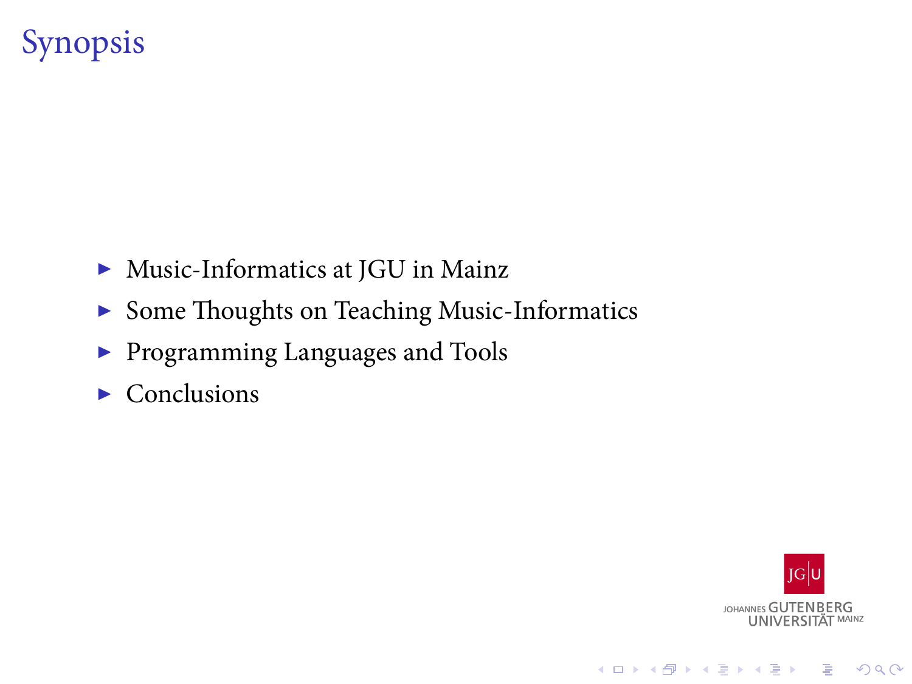# Synopsis

- Music-Informatics at JGU in Mainz
- Some Thoughts on Teaching Music-Informatics
- Programming Languages and Tools
- Conclusions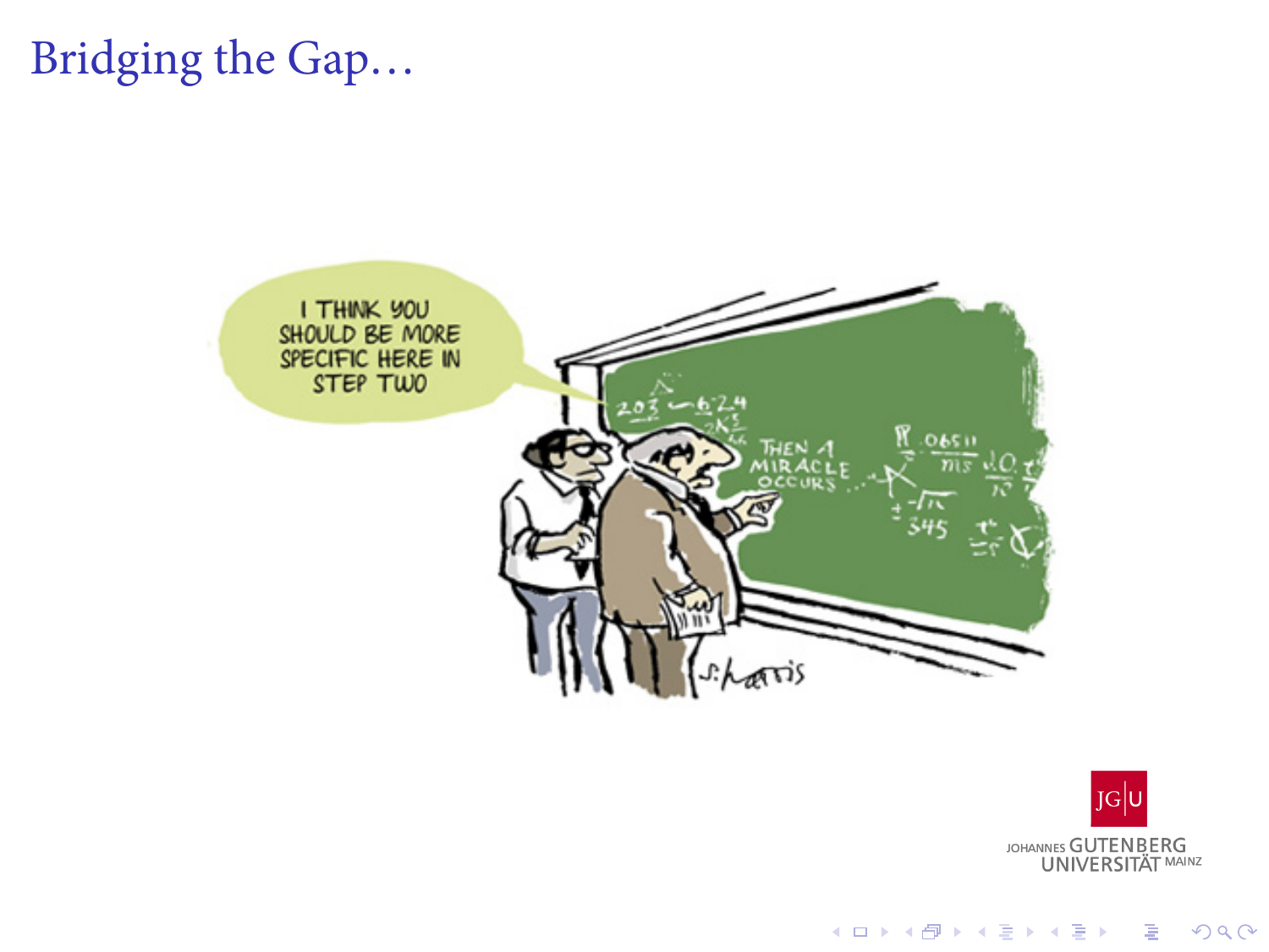# Bridging the Gap…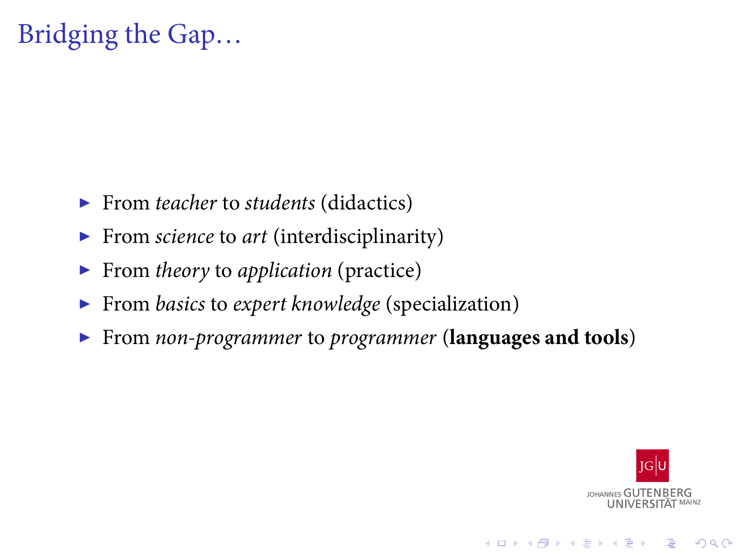# Bridging the Gap…

- From *teacher* to *students* (didactics)
- From *science* to *art* (interdisciplinarity)
- From *theory* to *application* (practice)
- From *basics* to *expert knowledge* (specialization)
- From *non-programmer* to *programmer* (**languages and tools**)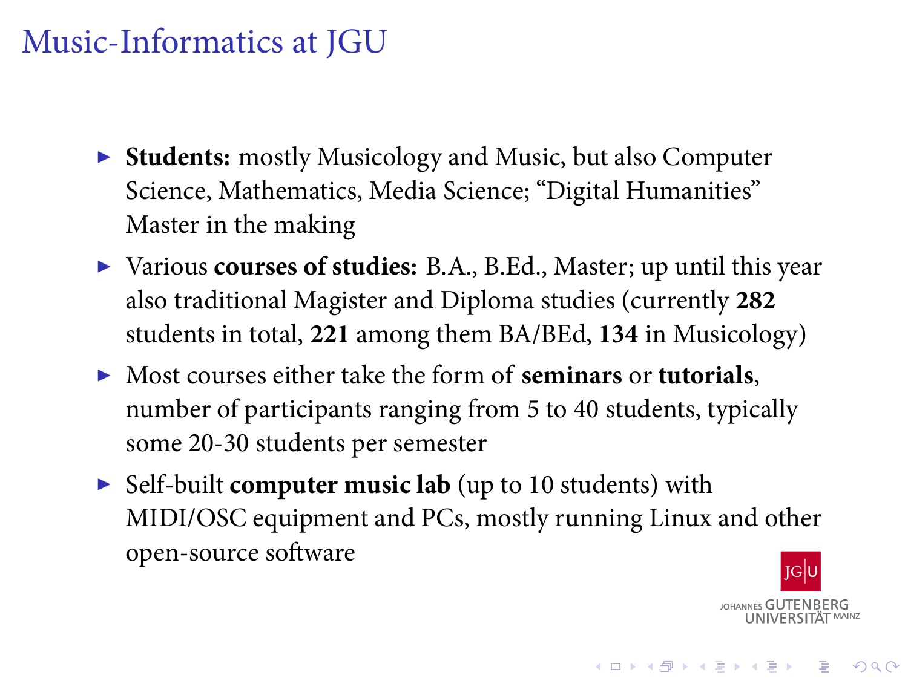# Music-Informatics at JGU

- **Students:** mostly Musicology and Music, but also Computer Science, Mathematics, Media Science; "Digital Humanities" Master in the making
- Various **courses of studies:** B.A., B.Ed., Master; up until this year also traditional Magister and Diploma studies (currently **282** students in total, **221** among them BA/BEd, **134** in Musicology)
- Most courses either take the form of **seminars** or **tutorials**, number of participants ranging from 5 to 40 students, typically some 20-30 students per semester
- Self-built **computer music lab** (up to 10 students) with MIDI/OSC equipment and PCs, mostly running Linux and other open-source software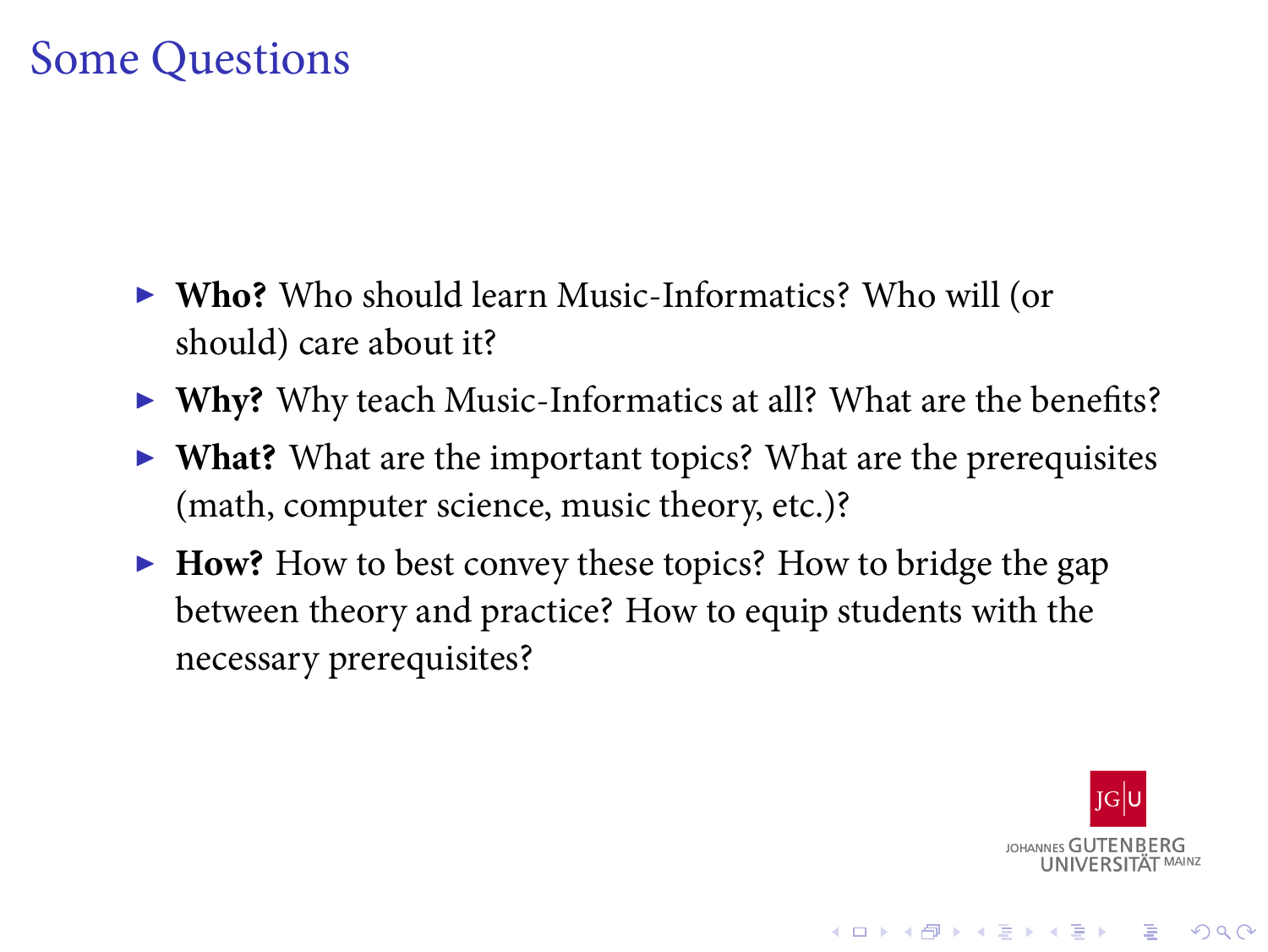# Some Questions

- **Who?** Who should learn Music-Informatics? Who will (or should) care about it?
- **Why?** Why teach Music-Informatics at all? What are the benefits?
- **What?** What are the important topics? What are the prerequisites (math, computer science, music theory, etc.)?
- **How?** How to best convey these topics? How to bridge the gap between theory and practice? How to equip students with the necessary prerequisites?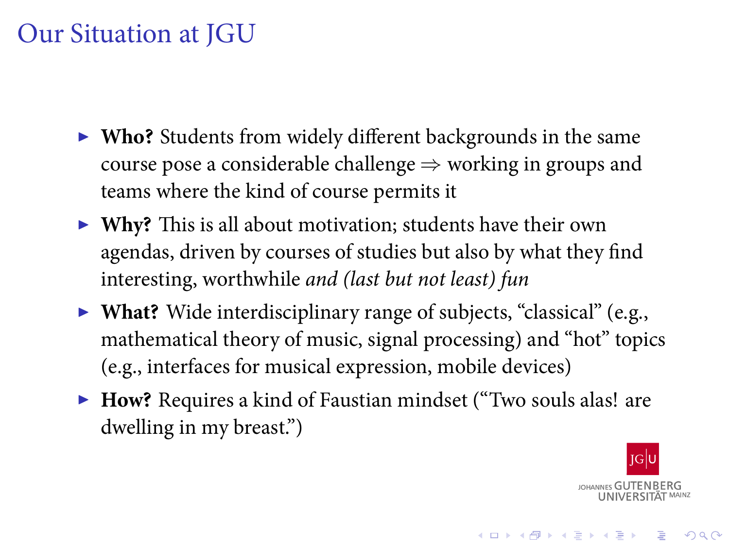# Our Situation at JGU

- **Who?** Students from widely different backgrounds in the same course pose a considerable challenge $\Rightarrow$ working in groups and teams where the kind of course permits it
- **Why?** This is all about motivation; students have their own agendas, driven by courses of studies but also by what they find interesting, worthwhile *and (last but not least) fun*
- **What?** Wide interdisciplinary range of subjects, "classical" (e.g., mathematical theory of music, signal processing) and "hot" topics (e.g., interfaces for musical expression, mobile devices)
- **How?** Requires a kind of Faustian mindset ("Two souls alas! are dwelling in my breast.")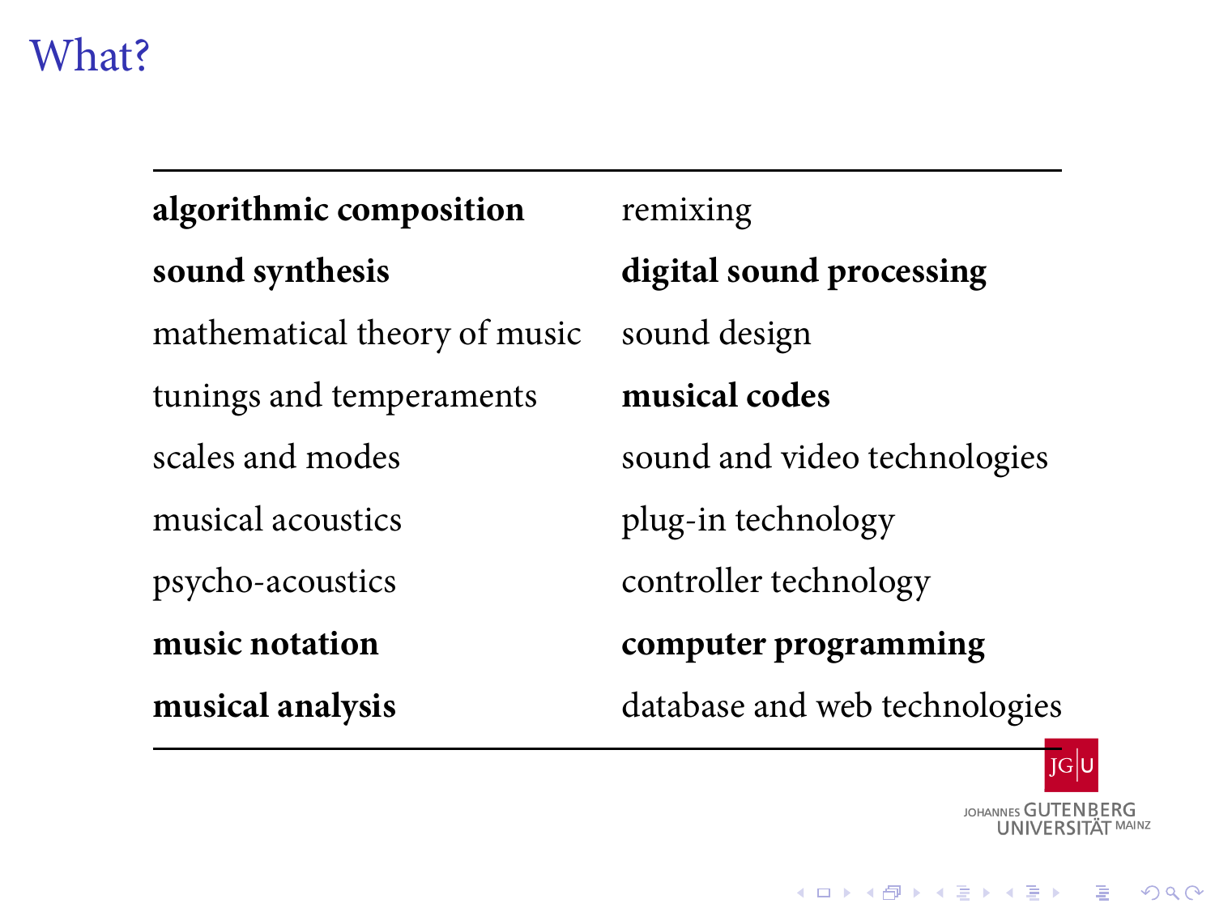# What?

| | |
|---|---|
| **algorithmic composition** | remixing |
| **sound synthesis** | **digital sound processing** |
| mathematical theory of music | sound design |
| tunings and temperaments | **musical codes** |
| scales and modes | sound and video technologies |
| musical acoustics | plug-in technology |
| psycho-acoustics | controller technology |
| **music notation** | **computer programming** |
| **musical analysis** | database and web technologies |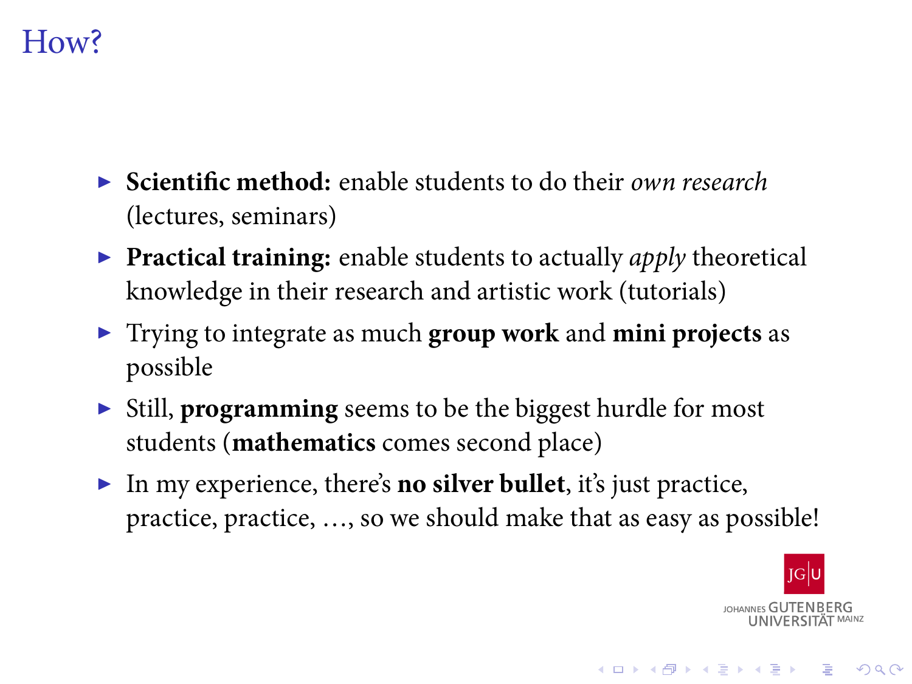# How?

- **Scientific method:** enable students to do their *own research* (lectures, seminars)
- **Practical training:** enable students to actually *apply* theoretical knowledge in their research and artistic work (tutorials)
- Trying to integrate as much **group work** and **mini projects** as possible
- Still, **programming** seems to be the biggest hurdle for most students (**mathematics** comes second place)
- In my experience, there's **no silver bullet**, it's just practice, practice, practice, ..., so we should make that as easy as possible!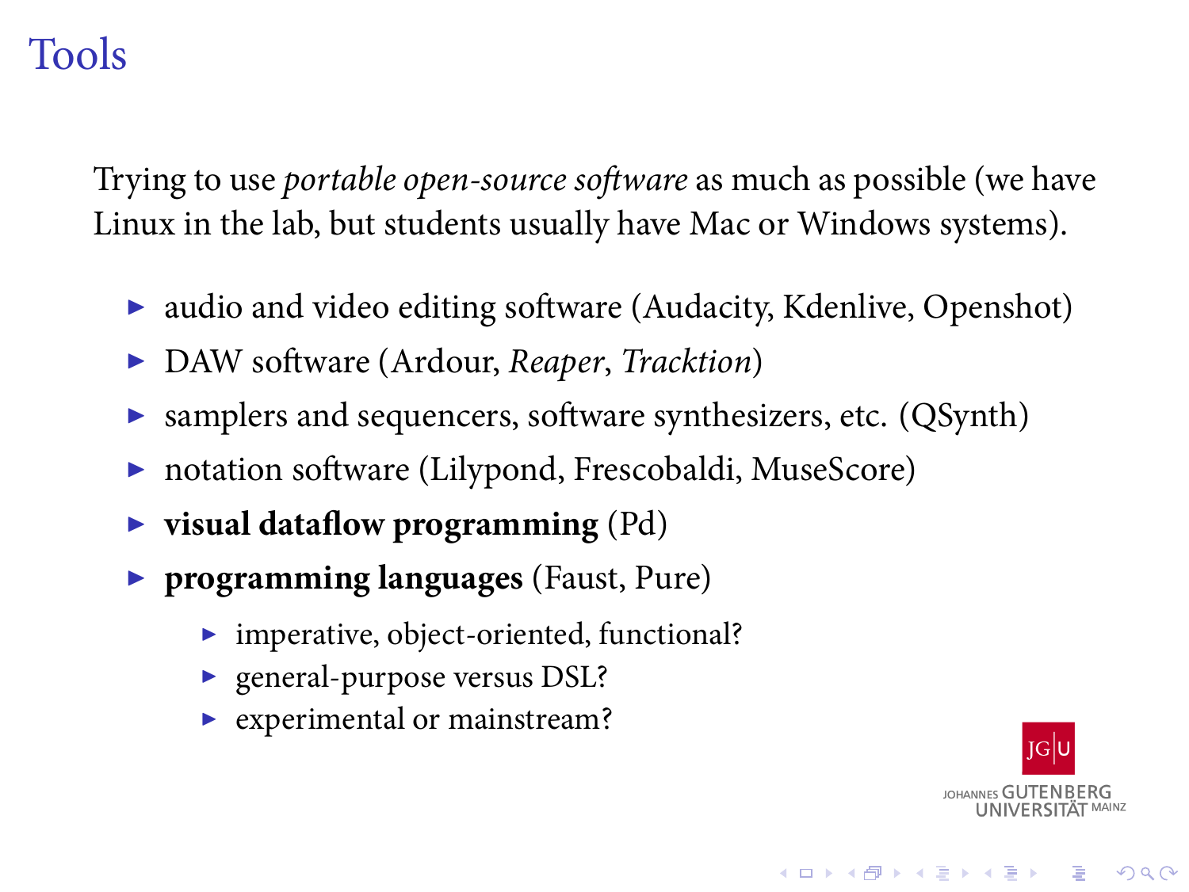# Tools

Trying to use *portable open-source software* as much as possible (we have Linux in the lab, but students usually have Mac or Windows systems).

- audio and video editing software (Audacity, Kdenlive, Openshot)
- DAW software (Ardour, *Reaper*, *Tracktion*)
- samplers and sequencers, software synthesizers, etc. (QSynth)
- notation software (Lilypond, Frescobaldi, MuseScore)
- **visual dataflow programming** (Pd)
- **programming languages** (Faust, Pure)
  - imperative, object-oriented, functional?
  - general-purpose versus DSL?
  - experimental or mainstream?

JOHANNES GUTENBERG UNIVERSITÄT MAINZ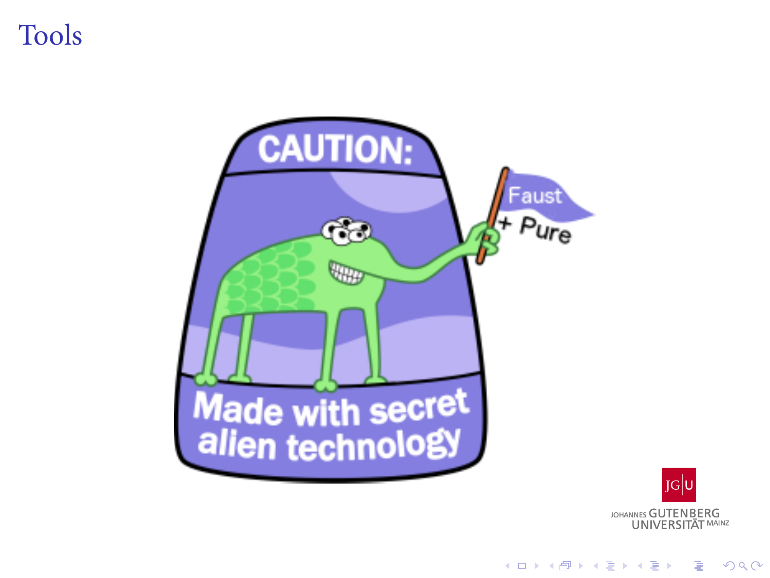# Tools

CAUTION:

Faust + Pure

Made with secret alien technology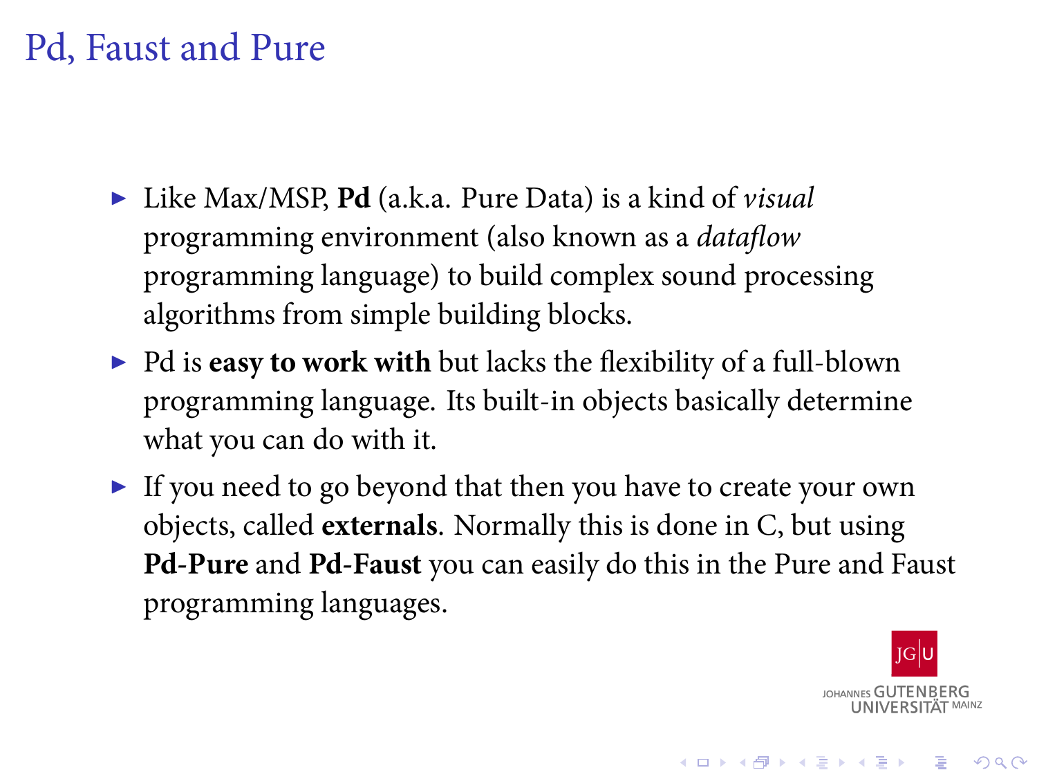# Pd, Faust and Pure

- Like Max/MSP, **Pd** (a.k.a. Pure Data) is a kind of *visual* programming environment (also known as a *dataflow* programming language) to build complex sound processing algorithms from simple building blocks.
- Pd is **easy to work with** but lacks the flexibility of a full-blown programming language. Its built-in objects basically determine what you can do with it.
- If you need to go beyond that then you have to create your own objects, called **externals**. Normally this is done in C, but using **Pd-Pure** and **Pd-Faust** you can easily do this in the Pure and Faust programming languages.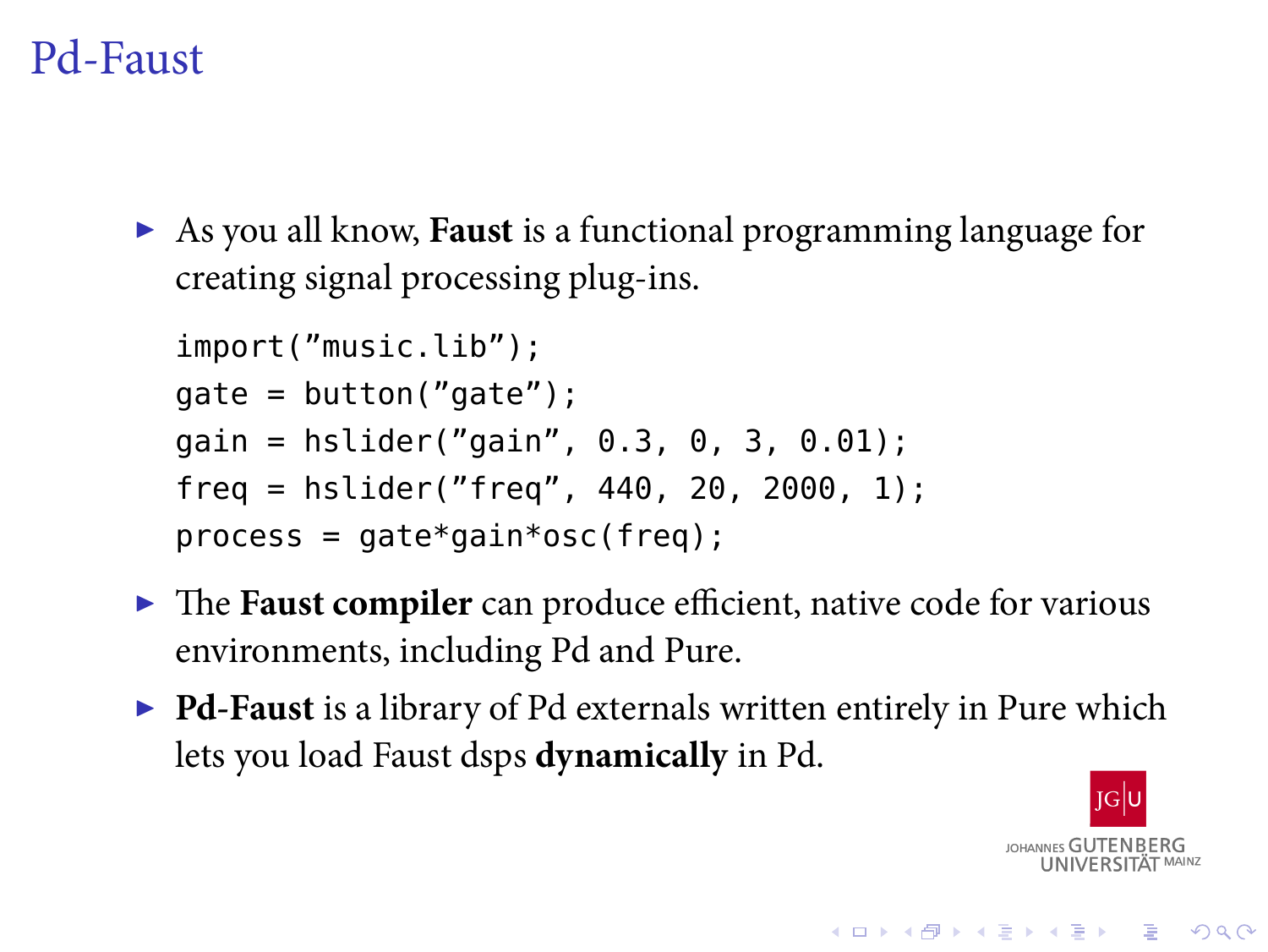# Pd-Faust

- As you all know, **Faust** is a functional programming language for creating signal processing plug-ins.

```
import("music.lib");
gate = button("gate");
gain = hslider("gain", 0.3, 0, 3, 0.01);
freq = hslider("freq", 440, 20, 2000, 1);
process = gate*gain*osc(freq);
```

- The **Faust compiler** can produce efficient, native code for various environments, including Pd and Pure.
- **Pd-Faust** is a library of Pd externals written entirely in Pure which lets you load Faust dsps **dynamically** in Pd.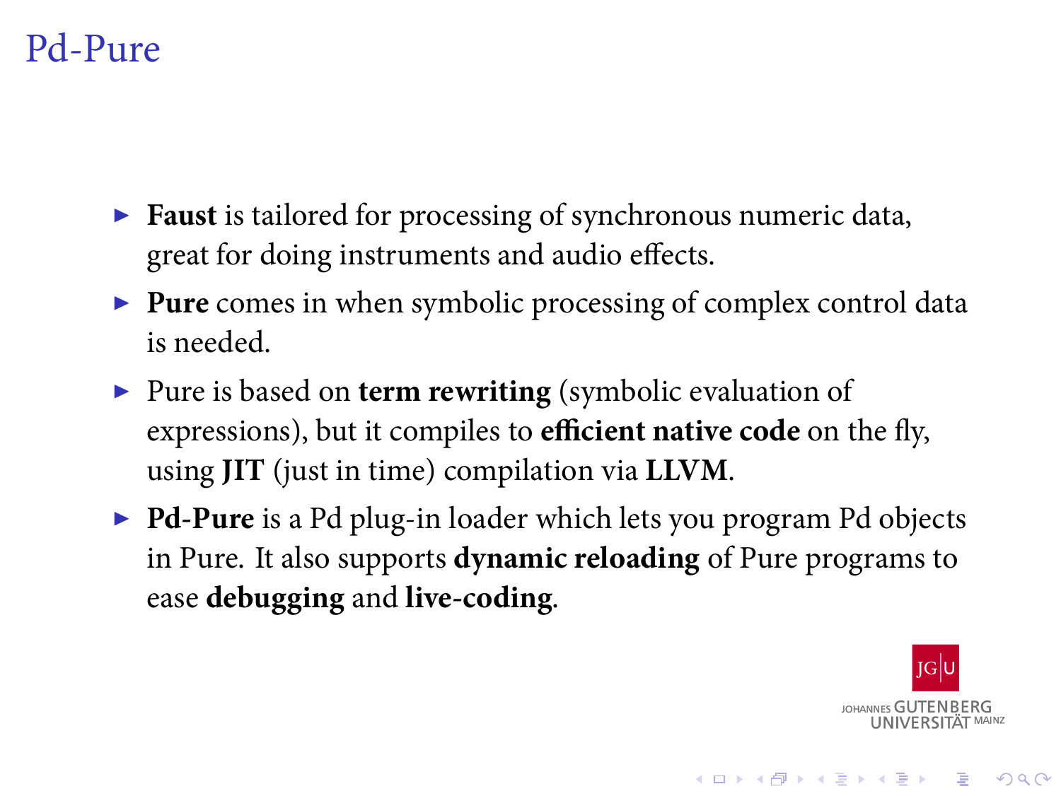# Pd-Pure

- **Faust** is tailored for processing of synchronous numeric data, great for doing instruments and audio effects.
- **Pure** comes in when symbolic processing of complex control data is needed.
- Pure is based on **term rewriting** (symbolic evaluation of expressions), but it compiles to **efficient native code** on the fly, using **JIT** (just in time) compilation via **LLVM**.
- **Pd-Pure** is a Pd plug-in loader which lets you program Pd objects in Pure. It also supports **dynamic reloading** of Pure programs to ease **debugging** and **live-coding**.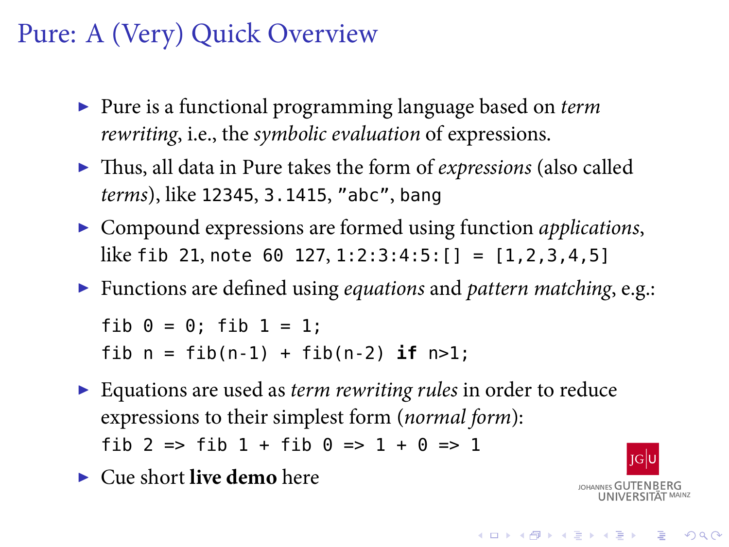# Pure: A (Very) Quick Overview

- Pure is a functional programming language based on *term rewriting*, i.e., the *symbolic evaluation* of expressions.
- Thus, all data in Pure takes the form of *expressions* (also called *terms*), like `12345`, `3.1415`, `"abc"`, `bang`
- Compound expressions are formed using function *applications*, like `fib 21`, `note 60 127`, `1:2:3:4:5:[] = [1,2,3,4,5]`
- Functions are defined using *equations* and *pattern matching*, e.g.:

```
fib 0 = 0; fib 1 = 1;
fib n = fib(n-1) + fib(n-2) if n>1;
```

- Equations are used as *term rewriting rules* in order to reduce expressions to their simplest form (*normal form*):
  `fib 2 => fib 1 + fib 0 => 1 + 0 => 1`
- Cue short **live demo** here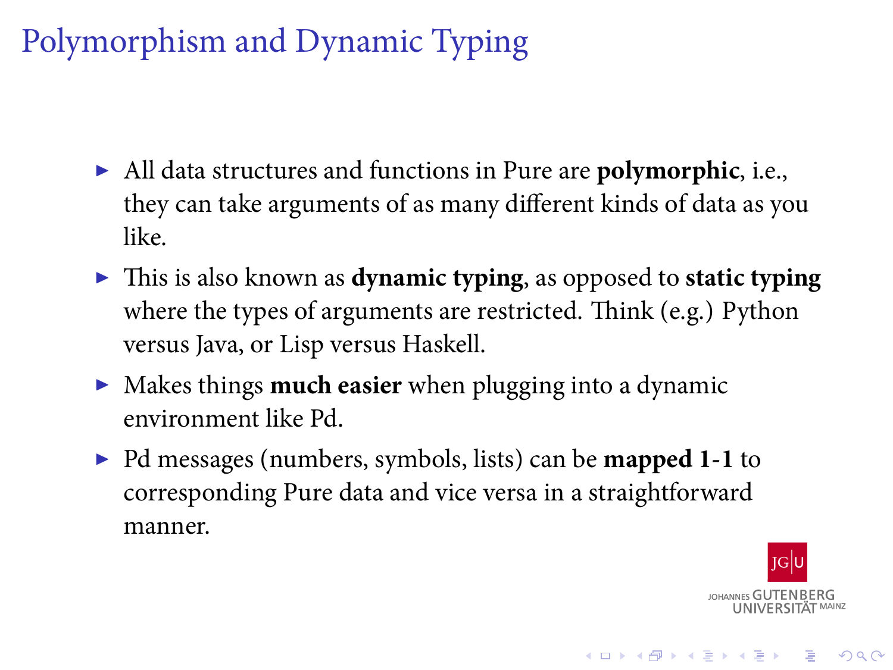# Polymorphism and Dynamic Typing

- All data structures and functions in Pure are **polymorphic**, i.e., they can take arguments of as many different kinds of data as you like.
- This is also known as **dynamic typing**, as opposed to **static typing** where the types of arguments are restricted. Think (e.g.) Python versus Java, or Lisp versus Haskell.
- Makes things **much easier** when plugging into a dynamic environment like Pd.
- Pd messages (numbers, symbols, lists) can be **mapped 1-1** to corresponding Pure data and vice versa in a straightforward manner.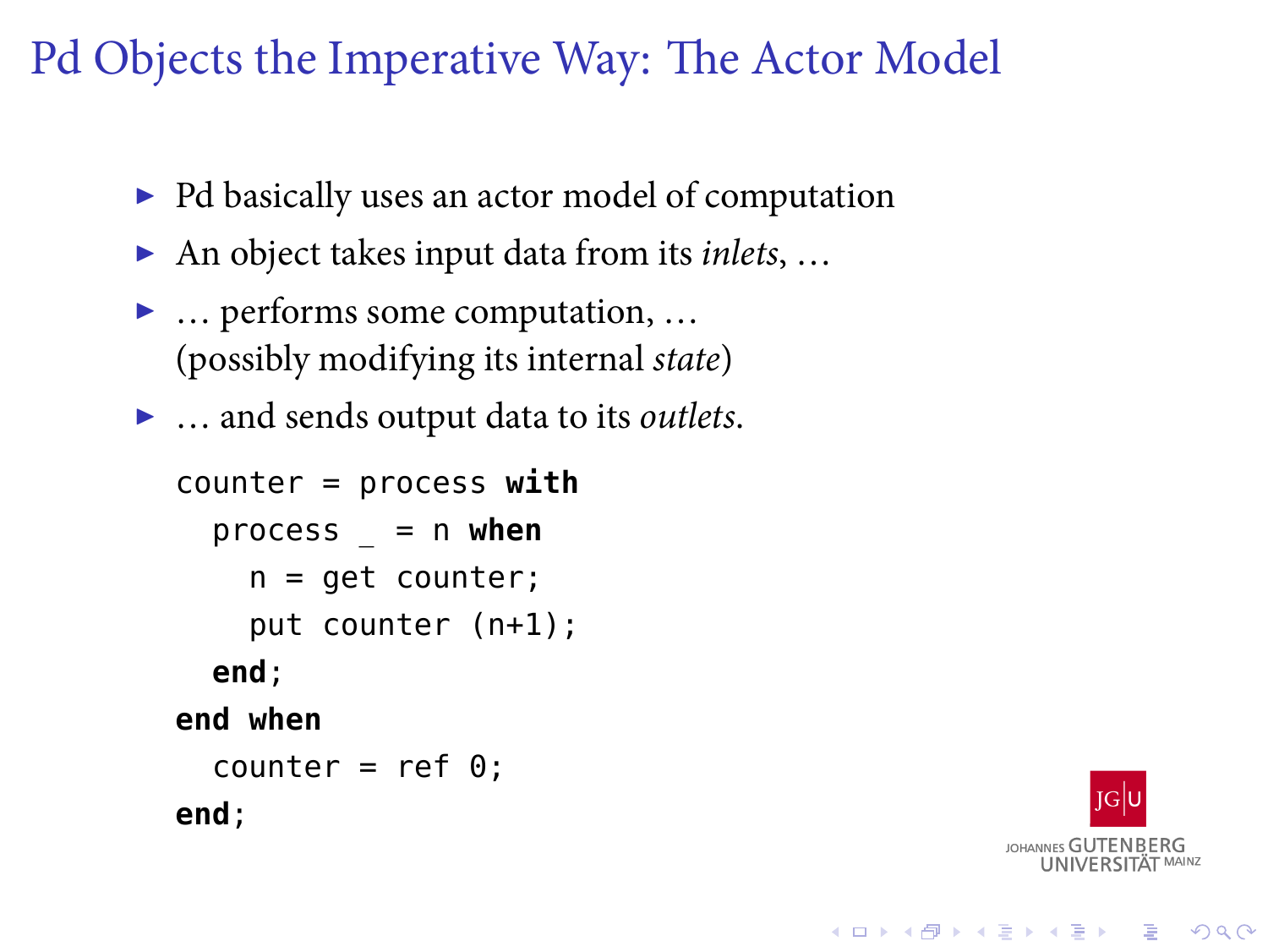# Pd Objects the Imperative Way: The Actor Model

- Pd basically uses an actor model of computation
- An object takes input data from its *inlets*, …
- … performs some computation, …
  (possibly modifying its internal *state*)
- … and sends output data to its *outlets*.

```
counter = process with
  process _ = n when
    n = get counter;
    put counter (n+1);
  end;
end when
  counter = ref 0;
end;
```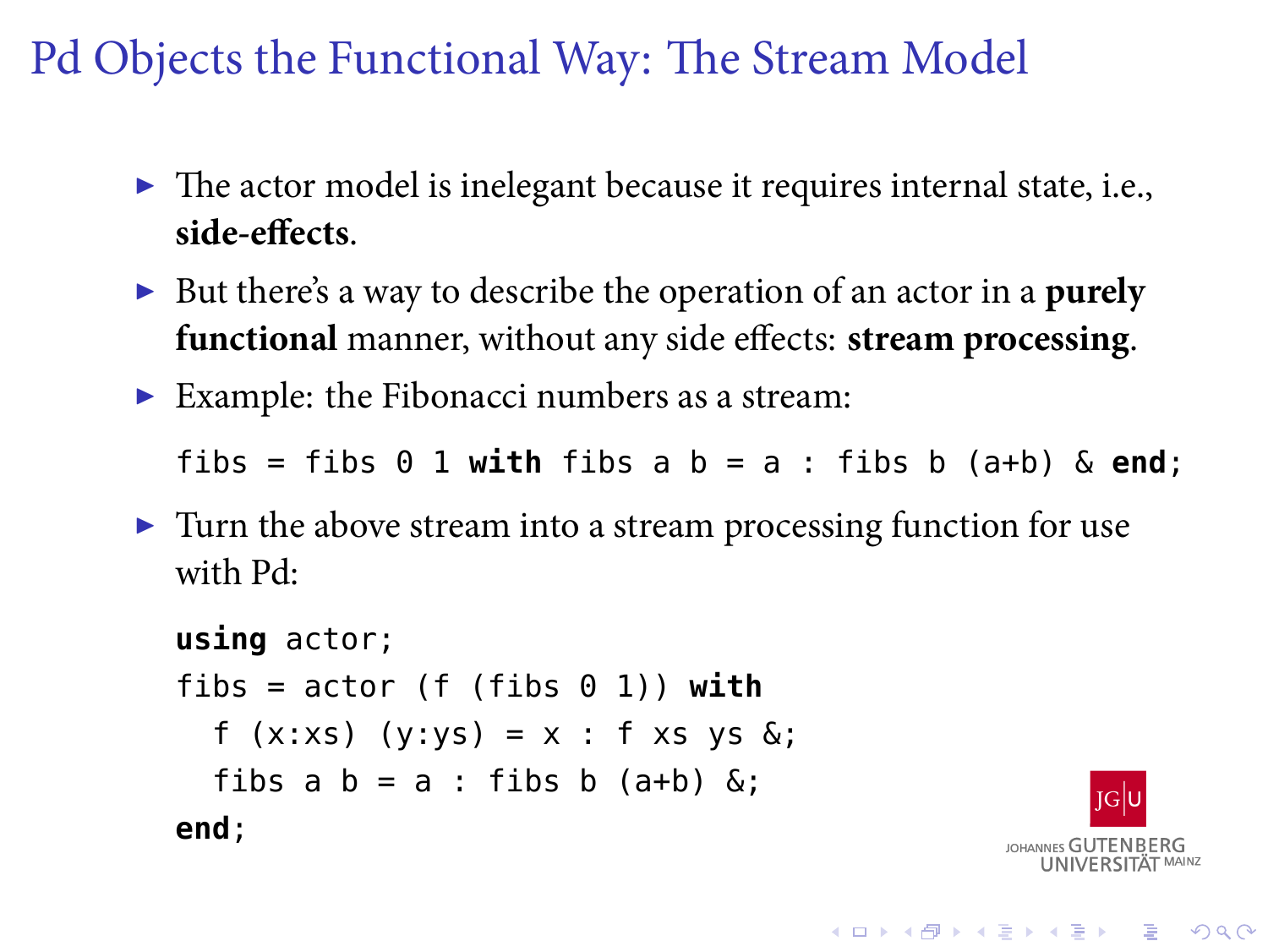# Pd Objects the Functional Way: The Stream Model

- The actor model is inelegant because it requires internal state, i.e., **side-effects**.
- But there's a way to describe the operation of an actor in a **purely functional** manner, without any side effects: **stream processing**.
- Example: the Fibonacci numbers as a stream:

```
fibs = fibs 0 1 with fibs a b = a : fibs b (a+b) & end;
```

- Turn the above stream into a stream processing function for use with Pd:

```
using actor;
fibs = actor (f (fibs 0 1)) with
  f (x:xs) (y:ys) = x : f xs ys &;
  fibs a b = a : fibs b (a+b) &;
end;
```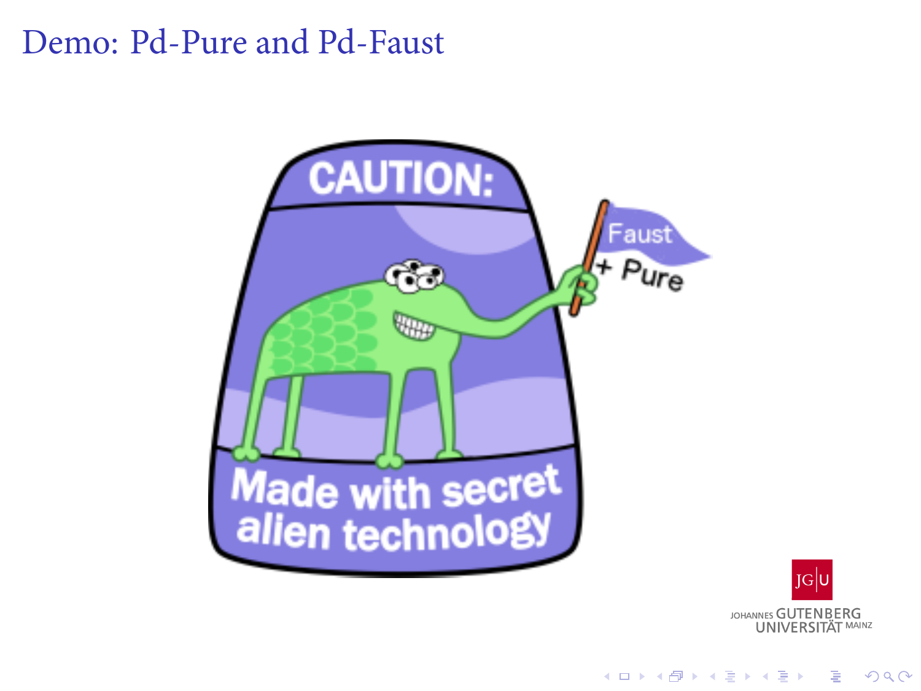# Demo: Pd-Pure and Pd-Faust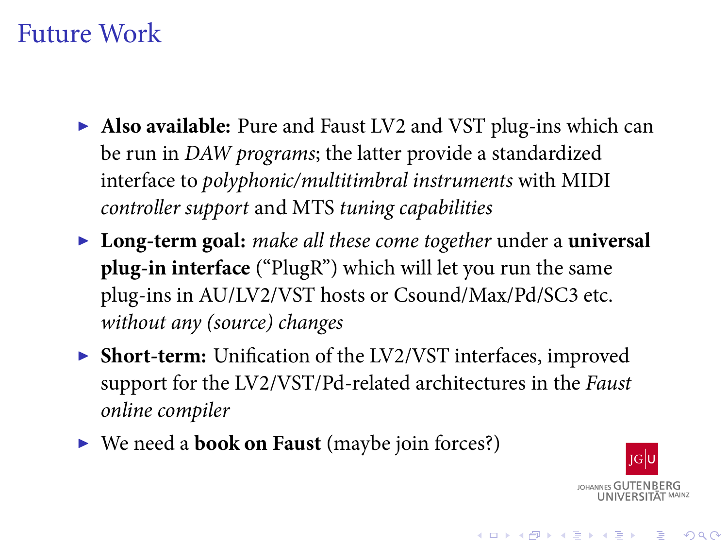# Future Work

- **Also available:** Pure and Faust LV2 and VST plug-ins which can be run in *DAW programs*; the latter provide a standardized interface to *polyphonic/multitimbral instruments* with MIDI *controller support* and MTS *tuning capabilities*
- **Long-term goal:** *make all these come together* under a **universal plug-in interface** ("PlugR") which will let you run the same plug-ins in AU/LV2/VST hosts or Csound/Max/Pd/SC3 etc. *without any (source) changes*
- **Short-term:** Unification of the LV2/VST interfaces, improved support for the LV2/VST/Pd-related architectures in the *Faust online compiler*
- We need a **book on Faust** (maybe join forces?)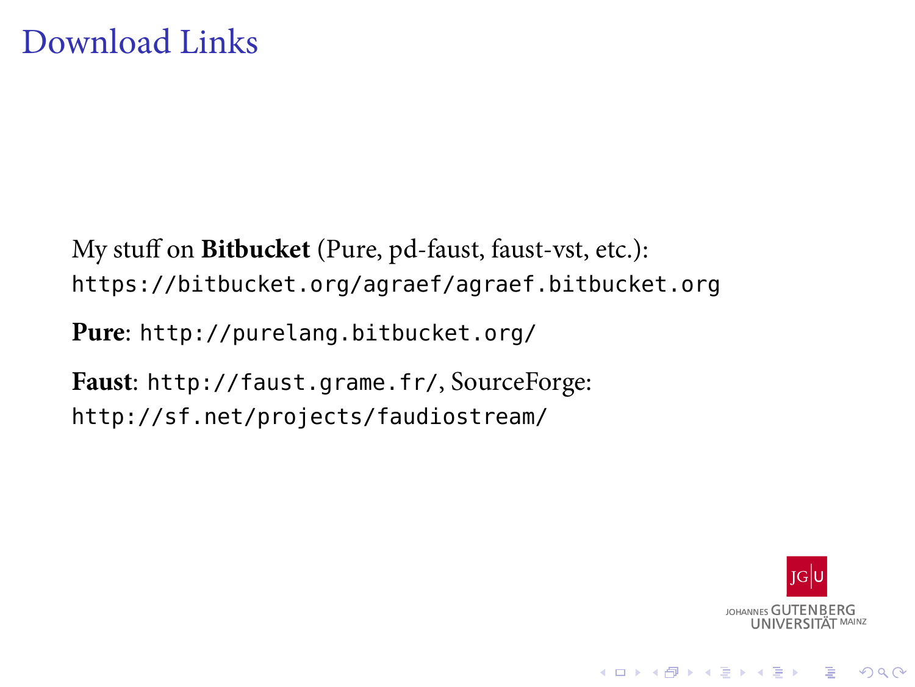# Download Links

My stuff on **Bitbucket** (Pure, pd-faust, faust-vst, etc.):
`https://bitbucket.org/agraef/agraef.bitbucket.org`

**Pure**: `http://purelang.bitbucket.org/`

**Faust**: `http://faust.grame.fr/`, SourceForge:
`http://sf.net/projects/faudiostream/`